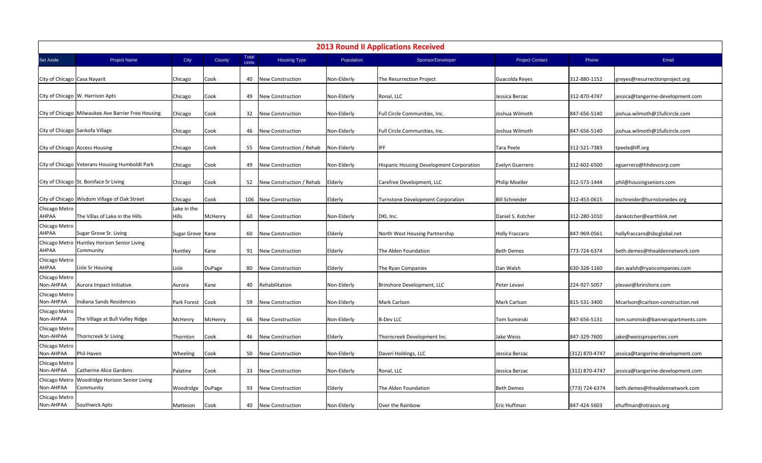# 2013 Round II Applications Received

| Set Aside | Project Name | City | County | Total Units | Housing Type | Population | Sponsor/Developer | Project Contact | Phone | Email |
|---|---|---|---|---|---|---|---|---|---|---|
| City of Chicago | Casa Nayarit | Chicago | Cook | 40 | New Construction | Non-Elderly | The Resurrection Project | Guacolda Reyes | 312-880-1152 | greyes@resurrectionproject.org |
| City of Chicago | W. Harrison Apts | Chicago | Cook | 49 | New Construction | Non-Elderly | Ronal, LLC | Jessica Berzac | 312-870-4747 | jessica@tangerine-development.com |
| City of Chicago | Milwaukee Ave Barrier Free Housing | Chicago | Cook | 32 | New Construction | Non-Elderly | Full Circle Communities, Inc. | Joshua Wilmoth | 847-656-5140 | joshua.wilmoth@1fullcircle.com |
| City of Chicago | Sankofa Village | Chicago | Cook | 46 | New Construction | Non-Elderly | Full Circle Communities, Inc. | Joshua Wilmoth | 847-656-5140 | joshua.wilmoth@1fullcircle.com |
| City of Chicago | Access Housing | Chicago | Cook | 55 | New Construction / Rehab | Non-Elderly | IFF | Tara Peele | 312-521-7383 | tpeele@iff.org |
| City of Chicago | Veterans Housing Humboldt Park | Chicago | Cook | 49 | New Construction | Non-Elderly | Hispanic Housing Development Corporation | Evelyn Guerrero | 312-602-6500 | eguerrero@hhdevcorp.com |
| City of Chicago | St. Boniface Sr Living | Chicago | Cook | 52 | New Construction / Rehab | Elderly | Carefree Development, LLC | Philip Moeller | 312-573-1444 | phil@housingseniors.com |
| City of Chicago | Wisdom Village of Oak Street | Chicago | Cook | 106 | New Construction | Elderly | Turnstone Development Corporation | Bill Schneider | 312-453-0615 | bschneider@turnstonedev.org |
| Chicago Metro AHPAA | The Villas of Lake in the Hills | Lake in the Hills | McHenry | 60 | New Construction | Non-Elderly | DKI, Inc. | Daniel S. Kotcher | 312-280-1010 | dankotcher@earthlink.net |
| Chicago Metro AHPAA | Sugar Grove Sr. Living | Sugar Grove | Kane | 60 | New Construction | Elderly | North West Housing Partnership | Holly Fraccaro | 847-969-0561 | hollyfraccaro@sbcglobal.net |
| Chicago Metro AHPAA | Huntley Horizon Senior Living Community | Huntley | Kane | 91 | New Construction | Elderly | The Alden Foundation | Beth Demes | 773-724-6374 | beth.demes@thealdennetwork.com |
| Chicago Metro AHPAA | Lisle Sr Housing | Lisle | DuPage | 80 | New Construction | Elderly | The Ryan Companies | Dan Walsh | 630-328-1160 | dan.walsh@ryancompanies.com |
| Chicago Metro Non-AHPAA | Aurora Impact Initiative | Aurora | Kane | 40 | Rehabilitation | Non-Elderly | Brinshore Development, LLC | Peter Levavi | 224-927-5057 | plevavi@brinshore.com |
| Chicago Metro Non-AHPAA | Indiana Sands Residences | Park Forest | Cook | 59 | New Construction | Non-Elderly | Mark Carlson | Mark Carlson | 815-531-3400 | Mcarlson@carlson-construction.net |
| Chicago Metro Non-AHPAA | The Village at Bull Valley Ridge | McHenry | McHenry | 66 | New Construction | Non-Elderly | B-Dev LLC | Tom Suminski | 847-656-5131 | tom.suminski@bannerapartments.com |
| Chicago Metro Non-AHPAA | Thorncreek Sr Living | Thornton | Cook | 46 | New Construction | Elderly | Thorncreek Development Inc. | Jake Weiss | 847-329-7600 | jake@weissproperties.com |
| Chicago Metro Non-AHPAA | Phil-Haven | Wheeling | Cook | 50 | New Construction | Non-Elderly | Daveri Holdings, LLC | Jessica Berzac | (312) 870-4747 | jessica@tangerine-development.com |
| Chicago Metro Non-AHPAA | Catherine Alice Gardens | Palatine | Cook | 33 | New Construction | Non-Elderly | Ronal, LLC | Jessica Berzac | (312) 870-4747 | jessica@tangerine-development.com |
| Chicago Metro Non-AHPAA | Woodridge Horizon Senior Living Community | Woodridge | DuPage | 93 | New Construction | Elderly | The Alden Foundation | Beth Demes | (773) 724-6374 | beth.demes@thealdennetwork.com |
| Chicago Metro Non-AHPAA | Southwick Apts | Matteson | Cook | 40 | New Construction | Non-Elderly | Over the Rainbow | Eric Huffman | 847-424-5603 | ehuffman@otrassn.org |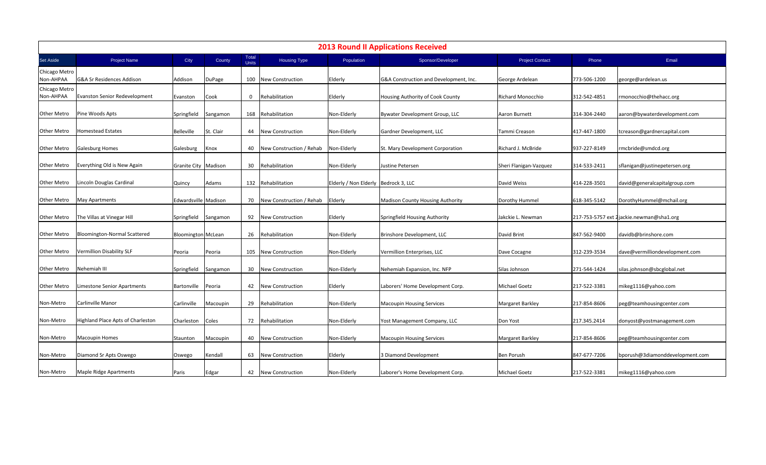## 2013 Round II Applications Received

| Set Aside | Project Name | City | County | Total Units | Housing Type | Population | Sponsor/Developer | Project Contact | Phone | Email |
|---|---|---|---|---|---|---|---|---|---|---|
| Chicago Metro Non-AHPAA | G&A Sr Residences Addison | Addison | DuPage | 100 | New Construction | Elderly | G&A Construction and Development, Inc. | George Ardelean | 773-506-1200 | george@ardelean.us |
| Chicago Metro Non-AHPAA | Evanston Senior Redevelopment | Evanston | Cook | 0 | Rehabilitation | Elderly | Housing Authority of Cook County | Richard Monocchio | 312-542-4851 | rmonocchio@thehacc.org |
| Other Metro | Pine Woods Apts | Springfield | Sangamon | 168 | Rehabilitation | Non-Elderly | Bywater Development Group, LLC | Aaron Burnett | 314-304-2440 | aaron@bywaterdevelopment.com |
| Other Metro | Homestead Estates | Belleville | St. Clair | 44 | New Construction | Non-Elderly | Gardner Development, LLC | Tammi Creason | 417-447-1800 | tcreason@gardnercapital.com |
| Other Metro | Galesburg Homes | Galesburg | Knox | 40 | New Construction / Rehab | Non-Elderly | St. Mary Development Corporation | Richard J. McBride | 937-227-8149 | rmcbride@smdcd.org |
| Other Metro | Everything Old is New Again | Granite City | Madison | 30 | Rehabilitation | Non-Elderly | Justine Petersen | Sheri Flanigan-Vazquez | 314-533-2411 | sflanigan@justinepetersen.org |
| Other Metro | Lincoln Douglas Cardinal | Quincy | Adams | 132 | Rehabilitation | Elderly / Non Elderly | Bedrock 3, LLC | David Weiss | 414-228-3501 | david@generalcapitalgroup.com |
| Other Metro | May Apartments | Edwardsville | Madison | 70 | New Construction / Rehab | Elderly | Madison County Housing Authority | Dorothy Hummel | 618-345-5142 | DorothyHummel@mchail.org |
| Other Metro | The Villas at Vinegar Hill | Springfield | Sangamon | 92 | New Construction | Elderly | Springfield Housing Authority | Jakckie L. Newman | 217-753-5757 ext 2 | jackie.newman@sha1.org |
| Other Metro | Bloomington-Normal Scattered | Bloomington | McLean | 26 | Rehabilitation | Non-Elderly | Brinshore Development, LLC | David Brint | 847-562-9400 | davidb@brinshore.com |
| Other Metro | Vermillion Disability SLF | Peoria | Peoria | 105 | New Construction | Non-Elderly | Vermillion Enterprises, LLC | Dave Cocagne | 312-239-3534 | dave@vermilliondevelopment.com |
| Other Metro | Nehemiah III | Springfield | Sangamon | 30 | New Construction | Non-Elderly | Nehemiah Expansion, Inc. NFP | Silas Johnson | 271-544-1424 | silas.johnson@sbcglobal.net |
| Other Metro | Limestone Senior Apartments | Bartonville | Peoria | 42 | New Construction | Elderly | Laborers' Home Development Corp. | Michael Goetz | 217-522-3381 | mikeg1116@yahoo.com |
| Non-Metro | Carlinville Manor | Carlinville | Macoupin | 29 | Rehabilitation | Non-Elderly | Macoupin Housing Services | Margaret Barkley | 217-854-8606 | peg@teamhousingcenter.com |
| Non-Metro | Highland Place Apts of Charleston | Charleston | Coles | 72 | Rehabilitation | Non-Elderly | Yost Management Company, LLC | Don Yost | 217.345.2414 | donyost@yostmanagement.com |
| Non-Metro | Macoupin Homes | Staunton | Macoupin | 40 | New Construction | Non-Elderly | Macoupin Housing Services | Margaret Barkley | 217-854-8606 | peg@teamhousingcenter.com |
| Non-Metro | Diamond Sr Apts Oswego | Oswego | Kendall | 63 | New Construction | Elderly | 3 Diamond Development | Ben Porush | 847-677-7206 | bporush@3diamonddevelopment.com |
| Non-Metro | Maple Ridge Apartments | Paris | Edgar | 42 | New Construction | Non-Elderly | Laborer's Home Development Corp. | Michael Goetz | 217-522-3381 | mikeg1116@yahoo.com |